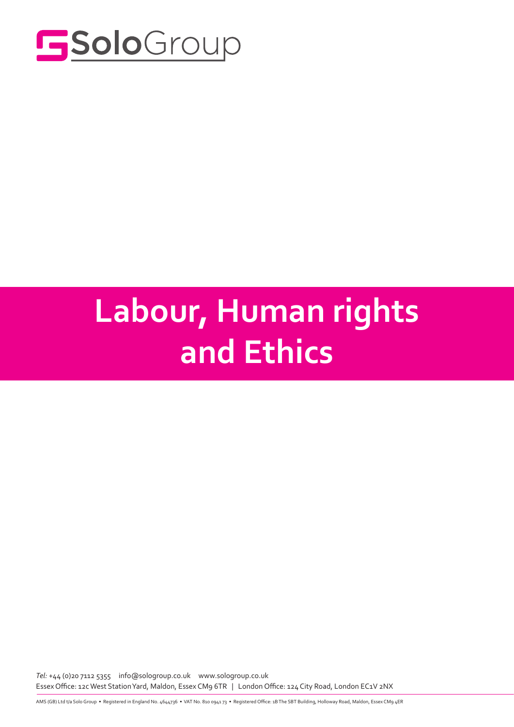# Labour, Human rights and Ethics

*Tel:* +44 (0)20 7112 5355    info@sologroup.co.uk    www.sologroup.co.uk

Essex Office: 12c West Station Yard, Maldon, Essex CM9 6TR | London Office: 124 City Road, London EC1V 2NX

AMS (GB) Ltd t/a Solo Group • Registered in England No. 4644736 • VAT No. 810 0941 73 • Registered Office: 1B The SBT Building, Holloway Road, Maldon, Essex CM9 4ER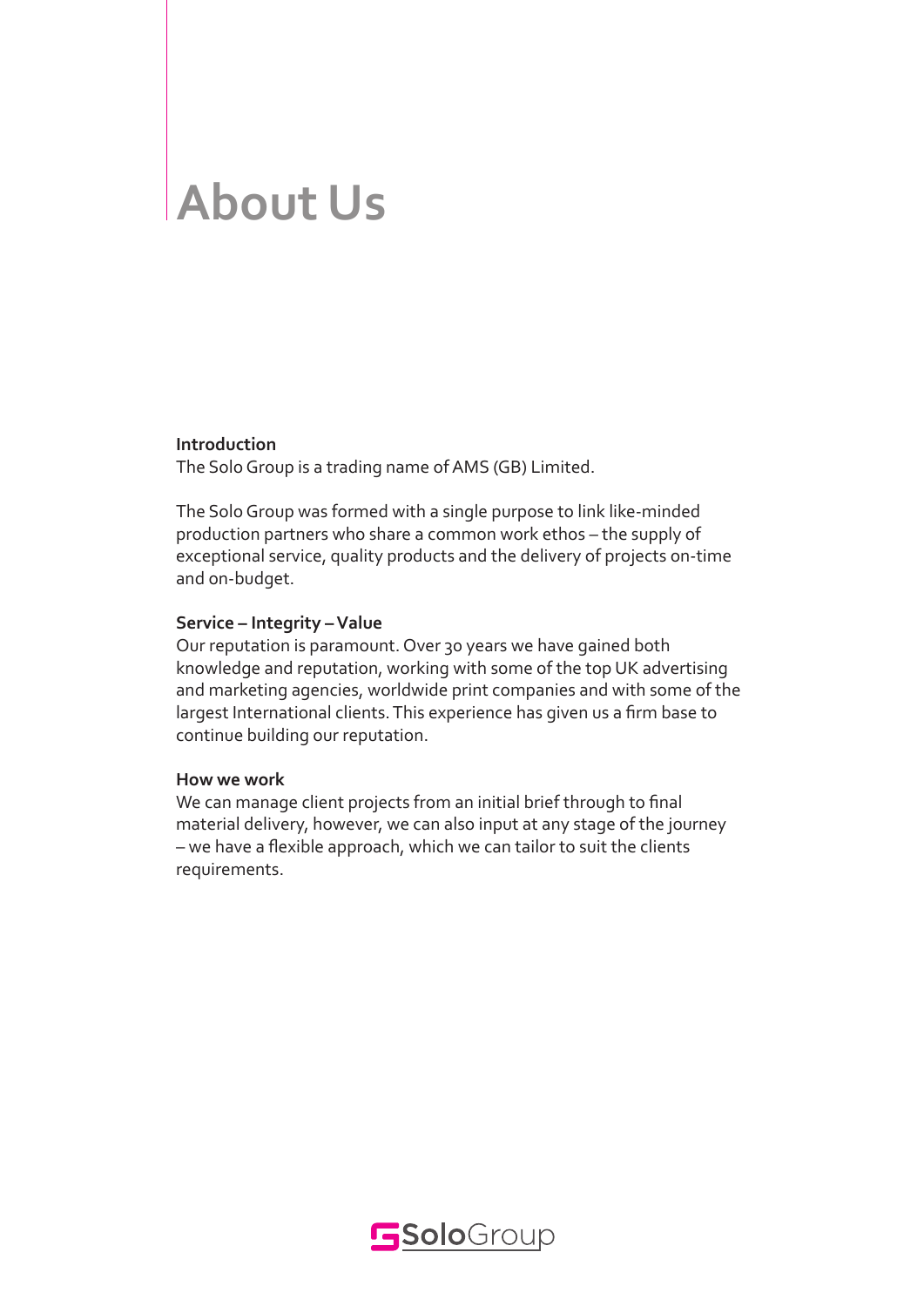# About Us

**Introduction**
The Solo Group is a trading name of AMS (GB) Limited.

The Solo Group was formed with a single purpose to link like-minded production partners who share a common work ethos – the supply of exceptional service, quality products and the delivery of projects on-time and on-budget.

**Service – Integrity – Value**
Our reputation is paramount. Over 30 years we have gained both knowledge and reputation, working with some of the top UK advertising and marketing agencies, worldwide print companies and with some of the largest International clients. This experience has given us a firm base to continue building our reputation.

**How we work**
We can manage client projects from an initial brief through to final material delivery, however, we can also input at any stage of the journey – we have a flexible approach, which we can tailor to suit the clients requirements.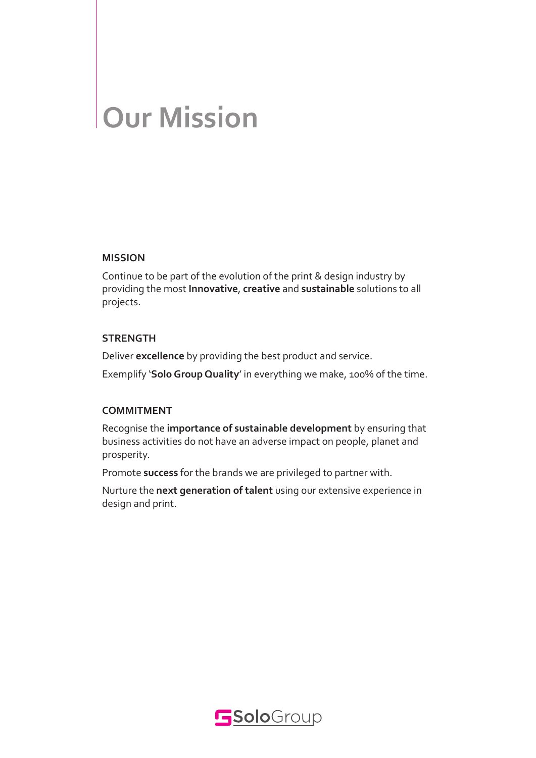# Our Mission

### MISSION

Continue to be part of the evolution of the print & design industry by providing the most **Innovative**, **creative** and **sustainable** solutions to all projects.

### STRENGTH

Deliver **excellence** by providing the best product and service.

Exemplify '**Solo Group Quality**' in everything we make, 100% of the time.

### COMMITMENT

Recognise the **importance of sustainable development** by ensuring that business activities do not have an adverse impact on people, planet and prosperity.

Promote **success** for the brands we are privileged to partner with.

Nurture the **next generation of talent** using our extensive experience in design and print.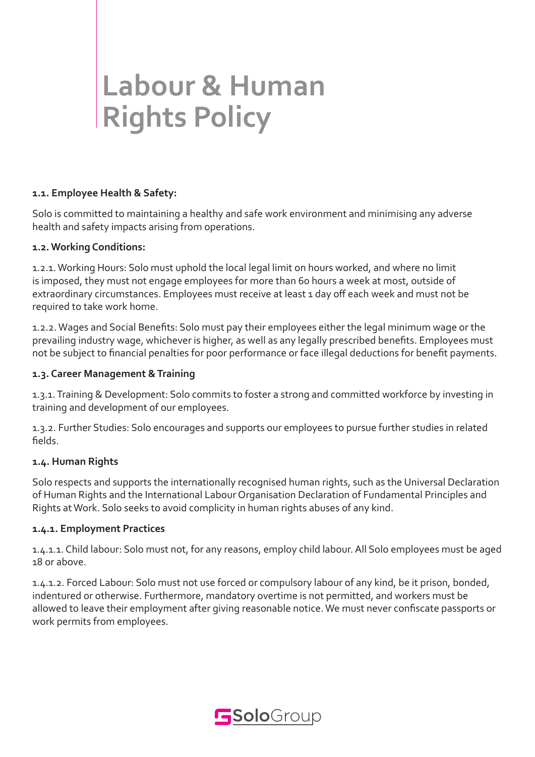# Labour & Human Rights Policy

**1.1. Employee Health & Safety:**

Solo is committed to maintaining a healthy and safe work environment and minimising any adverse health and safety impacts arising from operations.

**1.2. Working Conditions:**

1.2.1. Working Hours: Solo must uphold the local legal limit on hours worked, and where no limit is imposed, they must not engage employees for more than 60 hours a week at most, outside of extraordinary circumstances. Employees must receive at least 1 day off each week and must not be required to take work home.

1.2.2. Wages and Social Benefits: Solo must pay their employees either the legal minimum wage or the prevailing industry wage, whichever is higher, as well as any legally prescribed benefits. Employees must not be subject to financial penalties for poor performance or face illegal deductions for benefit payments.

**1.3. Career Management & Training**

1.3.1. Training & Development: Solo commits to foster a strong and committed workforce by investing in training and development of our employees.

1.3.2. Further Studies: Solo encourages and supports our employees to pursue further studies in related fields.

**1.4. Human Rights**

Solo respects and supports the internationally recognised human rights, such as the Universal Declaration of Human Rights and the International Labour Organisation Declaration of Fundamental Principles and Rights at Work. Solo seeks to avoid complicity in human rights abuses of any kind.

**1.4.1. Employment Practices**

1.4.1.1. Child labour: Solo must not, for any reasons, employ child labour. All Solo employees must be aged 18 or above.

1.4.1.2. Forced Labour: Solo must not use forced or compulsory labour of any kind, be it prison, bonded, indentured or otherwise. Furthermore, mandatory overtime is not permitted, and workers must be allowed to leave their employment after giving reasonable notice. We must never confiscate passports or work permits from employees.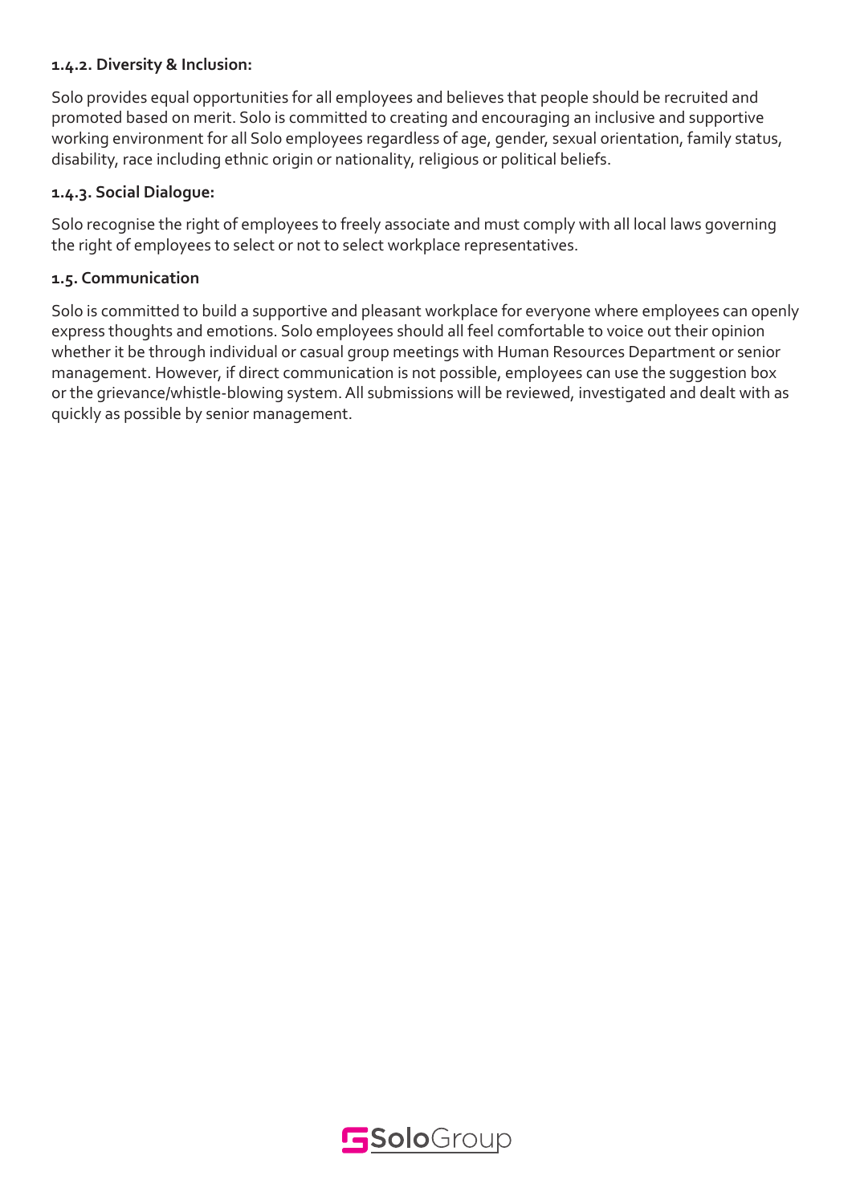**1.4.2. Diversity & Inclusion:**

Solo provides equal opportunities for all employees and believes that people should be recruited and promoted based on merit. Solo is committed to creating and encouraging an inclusive and supportive working environment for all Solo employees regardless of age, gender, sexual orientation, family status, disability, race including ethnic origin or nationality, religious or political beliefs.

**1.4.3. Social Dialogue:**

Solo recognise the right of employees to freely associate and must comply with all local laws governing the right of employees to select or not to select workplace representatives.

**1.5. Communication**

Solo is committed to build a supportive and pleasant workplace for everyone where employees can openly express thoughts and emotions. Solo employees should all feel comfortable to voice out their opinion whether it be through individual or casual group meetings with Human Resources Department or senior management. However, if direct communication is not possible, employees can use the suggestion box or the grievance/whistle-blowing system. All submissions will be reviewed, investigated and dealt with as quickly as possible by senior management.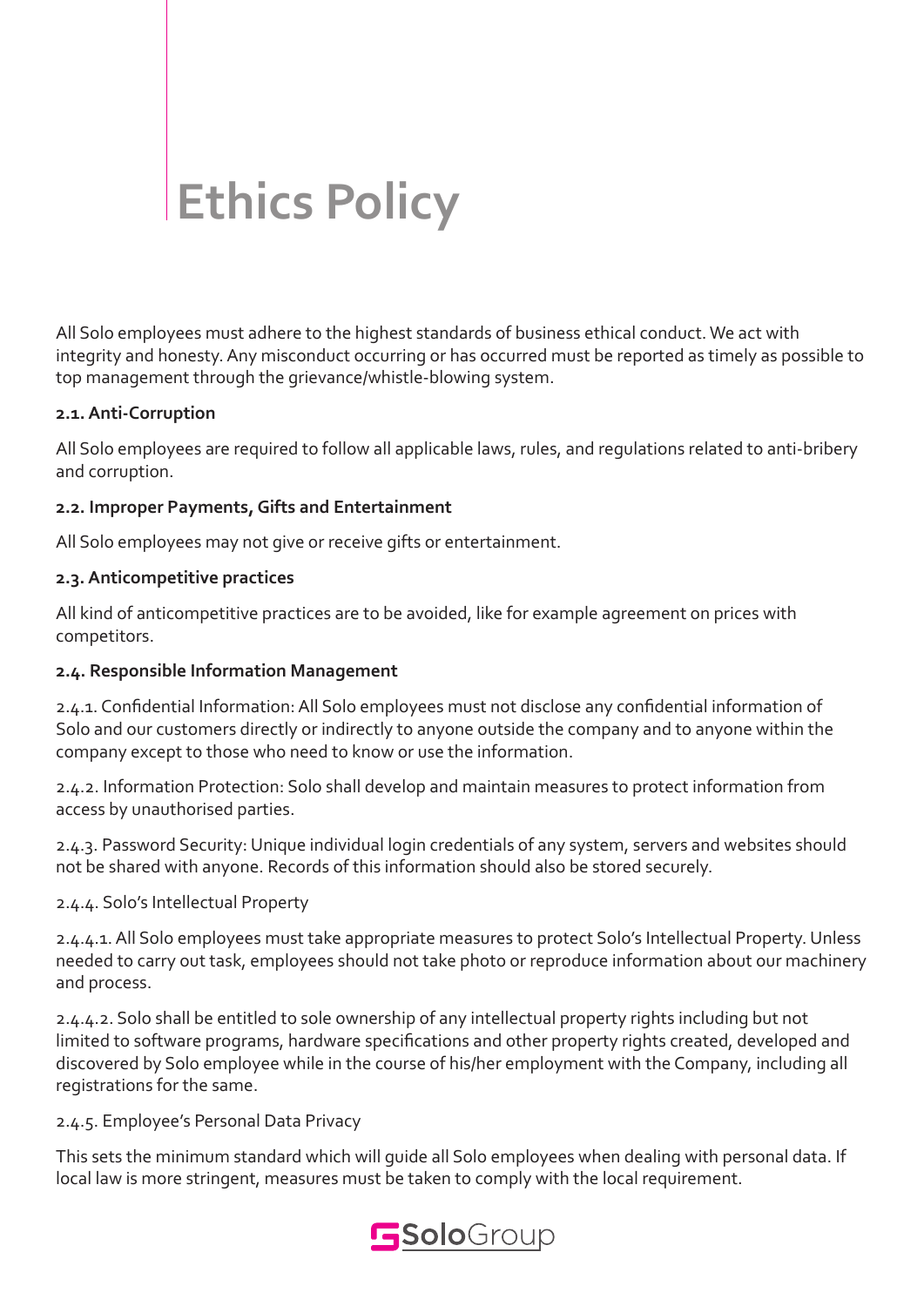# Ethics Policy

All Solo employees must adhere to the highest standards of business ethical conduct. We act with integrity and honesty. Any misconduct occurring or has occurred must be reported as timely as possible to top management through the grievance/whistle-blowing system.

**2.1. Anti-Corruption**

All Solo employees are required to follow all applicable laws, rules, and regulations related to anti-bribery and corruption.

**2.2. Improper Payments, Gifts and Entertainment**

All Solo employees may not give or receive gifts or entertainment.

**2.3. Anticompetitive practices**

All kind of anticompetitive practices are to be avoided, like for example agreement on prices with competitors.

**2.4. Responsible Information Management**

2.4.1. Confidential Information: All Solo employees must not disclose any confidential information of Solo and our customers directly or indirectly to anyone outside the company and to anyone within the company except to those who need to know or use the information.

2.4.2. Information Protection: Solo shall develop and maintain measures to protect information from access by unauthorised parties.

2.4.3. Password Security: Unique individual login credentials of any system, servers and websites should not be shared with anyone. Records of this information should also be stored securely.

2.4.4. Solo's Intellectual Property

2.4.4.1. All Solo employees must take appropriate measures to protect Solo's Intellectual Property. Unless needed to carry out task, employees should not take photo or reproduce information about our machinery and process.

2.4.4.2. Solo shall be entitled to sole ownership of any intellectual property rights including but not limited to software programs, hardware specifications and other property rights created, developed and discovered by Solo employee while in the course of his/her employment with the Company, including all registrations for the same.

2.4.5. Employee's Personal Data Privacy

This sets the minimum standard which will guide all Solo employees when dealing with personal data. If local law is more stringent, measures must be taken to comply with the local requirement.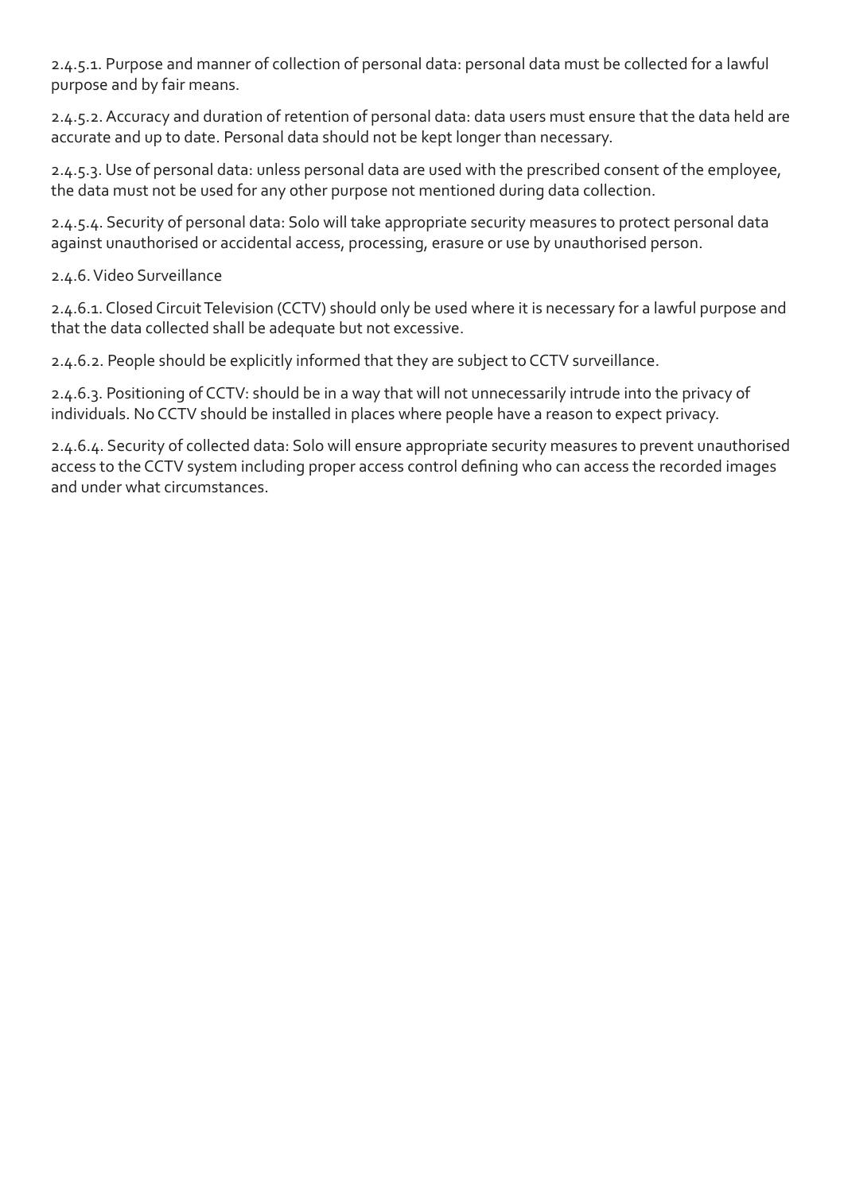2.4.5.1. Purpose and manner of collection of personal data: personal data must be collected for a lawful purpose and by fair means.

2.4.5.2. Accuracy and duration of retention of personal data: data users must ensure that the data held are accurate and up to date. Personal data should not be kept longer than necessary.

2.4.5.3. Use of personal data: unless personal data are used with the prescribed consent of the employee, the data must not be used for any other purpose not mentioned during data collection.

2.4.5.4. Security of personal data: Solo will take appropriate security measures to protect personal data against unauthorised or accidental access, processing, erasure or use by unauthorised person.

2.4.6. Video Surveillance

2.4.6.1. Closed Circuit Television (CCTV) should only be used where it is necessary for a lawful purpose and that the data collected shall be adequate but not excessive.

2.4.6.2. People should be explicitly informed that they are subject to CCTV surveillance.

2.4.6.3. Positioning of CCTV: should be in a way that will not unnecessarily intrude into the privacy of individuals. No CCTV should be installed in places where people have a reason to expect privacy.

2.4.6.4. Security of collected data: Solo will ensure appropriate security measures to prevent unauthorised access to the CCTV system including proper access control defining who can access the recorded images and under what circumstances.